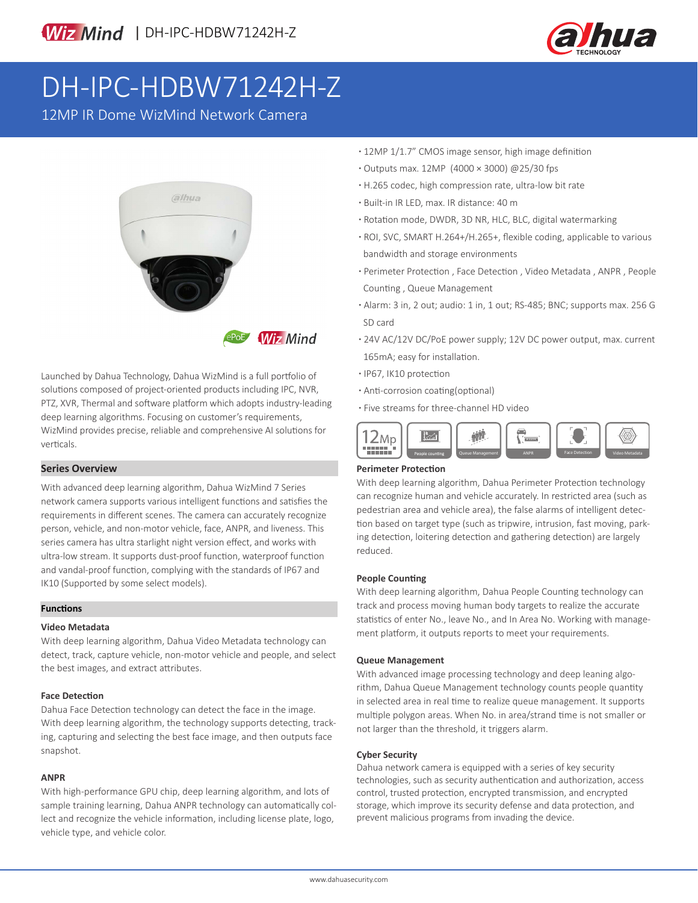# DH-IPC-HDBW71242H-Z

12MP IR Dome WizMind Network Camera

- 12MP 1/1.7" CMOS image sensor, high image definition
- Outputs max. 12MP (4000 × 3000) @25/30 fps
- H.265 codec, high compression rate, ultra-low bit rate
- Built-in IR LED, max. IR distance: 40 m
- Rotation mode, DWDR, 3D NR, HLC, BLC, digital watermarking
- ROI, SVC, SMART H.264+/H.265+, flexible coding, applicable to various bandwidth and storage environments
- Perimeter Protection , Face Detection , Video Metadata , ANPR , People Counting , Queue Management
- Alarm: 3 in, 2 out; audio: 1 in, 1 out; RS-485; BNC; supports max. 256 G SD card
- 24V AC/12V DC/PoE power supply; 12V DC power output, max. current 165mA; easy for installation.
- IP67, IK10 protection
- Anti-corrosion coating(optional)
- Five streams for three-channel HD video

Launched by Dahua Technology, Dahua WizMind is a full portfolio of solutions composed of project-oriented products including IPC, NVR, PTZ, XVR, Thermal and software platform which adopts industry-leading deep learning algorithms. Focusing on customer's requirements, WizMind provides precise, reliable and comprehensive AI solutions for verticals.

## Series Overview

With advanced deep learning algorithm, Dahua WizMind 7 Series network camera supports various intelligent functions and satisfies the requirements in different scenes. The camera can accurately recognize person, vehicle, and non-motor vehicle, face, ANPR, and liveness. This series camera has ultra starlight night version effect, and works with ultra-low stream. It supports dust-proof function, waterproof function and vandal-proof function, complying with the standards of IP67 and IK10 (Supported by some select models).

## Functions

### Video Metadata

With deep learning algorithm, Dahua Video Metadata technology can detect, track, capture vehicle, non-motor vehicle and people, and select the best images, and extract attributes.

### Face Detection

Dahua Face Detection technology can detect the face in the image. With deep learning algorithm, the technology supports detecting, tracking, capturing and selecting the best face image, and then outputs face snapshot.

### ANPR

With high-performance GPU chip, deep learning algorithm, and lots of sample training learning, Dahua ANPR technology can automatically collect and recognize the vehicle information, including license plate, logo, vehicle type, and vehicle color.

### Perimeter Protection

With deep learning algorithm, Dahua Perimeter Protection technology can recognize human and vehicle accurately. In restricted area (such as pedestrian area and vehicle area), the false alarms of intelligent detection based on target type (such as tripwire, intrusion, fast moving, parking detection, loitering detection and gathering detection) are largely reduced.

### People Counting

With deep learning algorithm, Dahua People Counting technology can track and process moving human body targets to realize the accurate statistics of enter No., leave No., and In Area No. Working with management platform, it outputs reports to meet your requirements.

### Queue Management

With advanced image processing technology and deep leaning algorithm, Dahua Queue Management technology counts people quantity in selected area in real time to realize queue management. It supports multiple polygon areas. When No. in area/strand time is not smaller or not larger than the threshold, it triggers alarm.

### Cyber Security

Dahua network camera is equipped with a series of key security technologies, such as security authentication and authorization, access control, trusted protection, encrypted transmission, and encrypted storage, which improve its security defense and data protection, and prevent malicious programs from invading the device.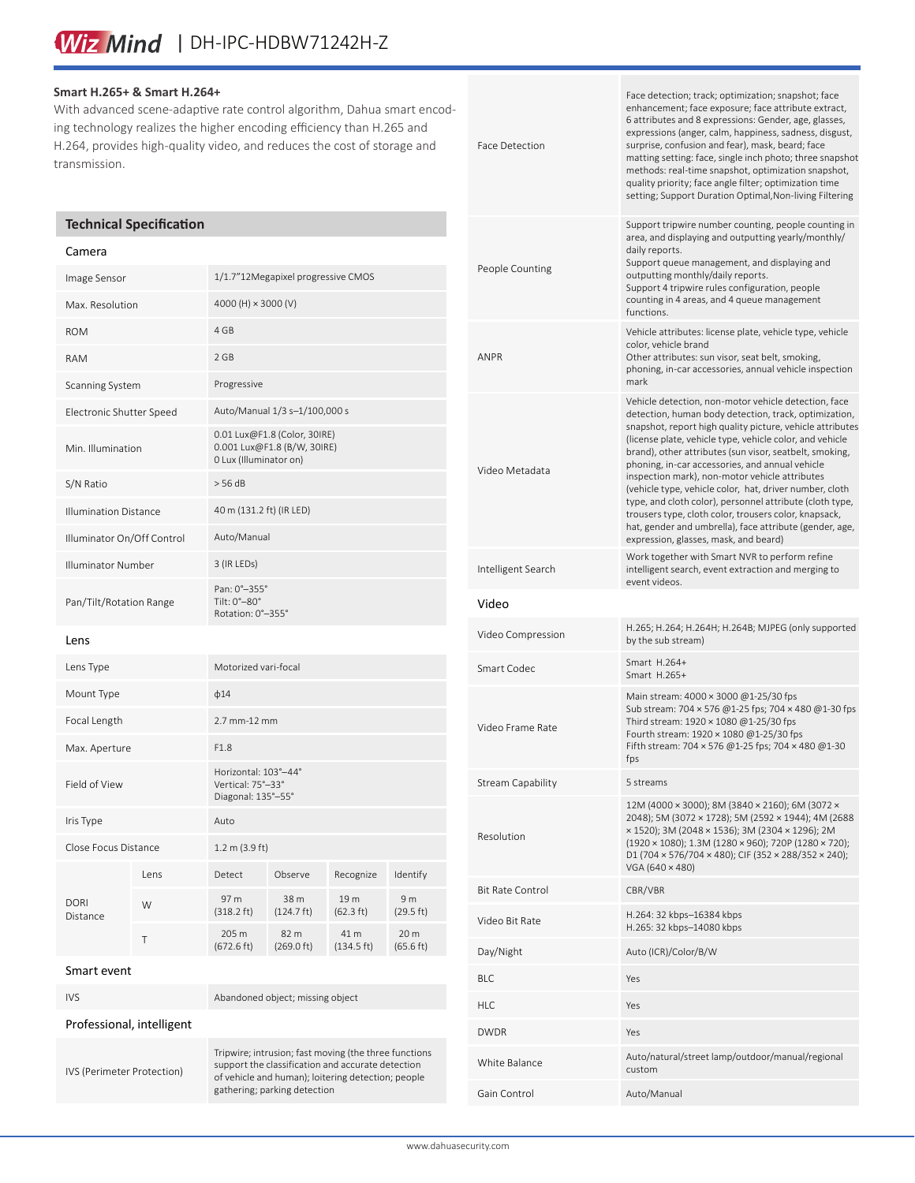### Smart H.265+ & Smart H.264+

With advanced scene-adaptive rate control algorithm, Dahua smart encoding technology realizes the higher encoding efficiency than H.265 and H.264, provides high-quality video, and reduces the cost of storage and transmission.

## Technical Specification

### Camera

| | |
|---|---|
| Image Sensor | 1/1.7"12Megapixel progressive CMOS |
| Max. Resolution | 4000 (H) × 3000 (V) |
| ROM | 4 GB |
| RAM | 2 GB |
| Scanning System | Progressive |
| Electronic Shutter Speed | Auto/Manual 1/3 s–1/100,000 s |
| Min. Illumination | 0.01 Lux@F1.8 (Color, 30IRE)<br>0.001 Lux@F1.8 (B/W, 30IRE)<br>0 Lux (Illuminator on) |
| S/N Ratio | > 56 dB |
| Illumination Distance | 40 m (131.2 ft) (IR LED) |
| Illuminator On/Off Control | Auto/Manual |
| Illuminator Number | 3 (IR LEDs) |
| Pan/Tilt/Rotation Range | Pan: 0°–355°<br>Tilt: 0°–80°<br>Rotation: 0°–355° |

### Lens

| | | | | | |
|---|---|---|---|---|---|
| Lens Type | Motorized vari-focal | | | | |
| Mount Type | ф14 | | | | |
| Focal Length | 2.7 mm-12 mm | | | | |
| Max. Aperture | F1.8 | | | | |
| Field of View | Horizontal: 103°–44°<br>Vertical: 75°–33°<br>Diagonal: 135°–55° | | | | |
| Iris Type | Auto | | | | |
| Close Focus Distance | 1.2 m (3.9 ft) | | | | |
| DORI Distance | Lens | Detect | Observe | Recognize | Identify |
| | W | 97 m (318.2 ft) | 38 m (124.7 ft) | 19 m (62.3 ft) | 9 m (29.5 ft) |
| | T | 205 m (672.6 ft) | 82 m (269.0 ft) | 41 m (134.5 ft) | 20 m (65.6 ft) |

### Smart event

| | |
|---|---|
| IVS | Abandoned object; missing object |

### Professional, intelligent

| | |
|---|---|
| IVS (Perimeter Protection) | Tripwire; intrusion; fast moving (the three functions support the classification and accurate detection of vehicle and human); loitering detection; people gathering; parking detection |
| Face Detection | Face detection; track; optimization; snapshot; face enhancement; face exposure; face attribute extract, 6 attributes and 8 expressions: Gender, age, glasses, expressions (anger, calm, happiness, sadness, disgust, surprise, confusion and fear), mask, beard; face matting setting: face, single inch photo; three snapshot methods: real-time snapshot, optimization snapshot, quality priority; face angle filter; optimization time setting; Support Duration Optimal,Non-living Filtering |
| People Counting | Support tripwire number counting, people counting in area, and displaying and outputting yearly/monthly/daily reports.<br>Support queue management, and displaying and outputting monthly/daily reports.<br>Support 4 tripwire rules configuration, people counting in 4 areas, and 4 queue management functions. |
| ANPR | Vehicle attributes: license plate, vehicle type, vehicle color, vehicle brand<br>Other attributes: sun visor, seat belt, smoking, phoning, in-car accessories, annual vehicle inspection mark |
| Video Metadata | Vehicle detection, non-motor vehicle detection, face detection, human body detection, track, optimization, snapshot, report high quality picture, vehicle attributes (license plate, vehicle type, vehicle color, and vehicle brand), other attributes (sun visor, seatbelt, smoking, phoning, in-car accessories, and annual vehicle inspection mark), non-motor vehicle attributes (vehicle type, vehicle color, hat, driver number, cloth type, and cloth color), personnel attribute (cloth type, trousers type, cloth color, trousers color, knapsack, hat, gender and umbrella), face attribute (gender, age, expression, glasses, mask, and beard) |
| Intelligent Search | Work together with Smart NVR to perform refine intelligent search, event extraction and merging to event videos. |

### Video

| | |
|---|---|
| Video Compression | H.265; H.264; H.264H; H.264B; MJPEG (only supported by the sub stream) |
| Smart Codec | Smart H.264+<br>Smart H.265+ |
| Video Frame Rate | Main stream: 4000 × 3000 @1-25/30 fps<br>Sub stream: 704 × 576 @1-25 fps; 704 × 480 @1-30 fps<br>Third stream: 1920 × 1080 @1-25/30 fps<br>Fourth stream: 1920 × 1080 @1-25/30 fps<br>Fifth stream: 704 × 576 @1-25 fps; 704 × 480 @1-30 fps |
| Stream Capability | 5 streams |
| Resolution | 12M (4000 × 3000); 8M (3840 × 2160); 6M (3072 × 2048); 5M (3072 × 1728); 5M (2592 × 1944); 4M (2688 × 1520); 3M (2048 × 1536); 3M (2304 × 1296); 2M (1920 × 1080); 1.3M (1280 × 960); 720P (1280 × 720); D1 (704 × 576/704 × 480); CIF (352 × 288/352 × 240); VGA (640 × 480) |
| Bit Rate Control | CBR/VBR |
| Video Bit Rate | H.264: 32 kbps–16384 kbps<br>H.265: 32 kbps–14080 kbps |
| Day/Night | Auto (ICR)/Color/B/W |
| BLC | Yes |
| HLC | Yes |
| DWDR | Yes |
| White Balance | Auto/natural/street lamp/outdoor/manual/regional custom |
| Gain Control | Auto/Manual |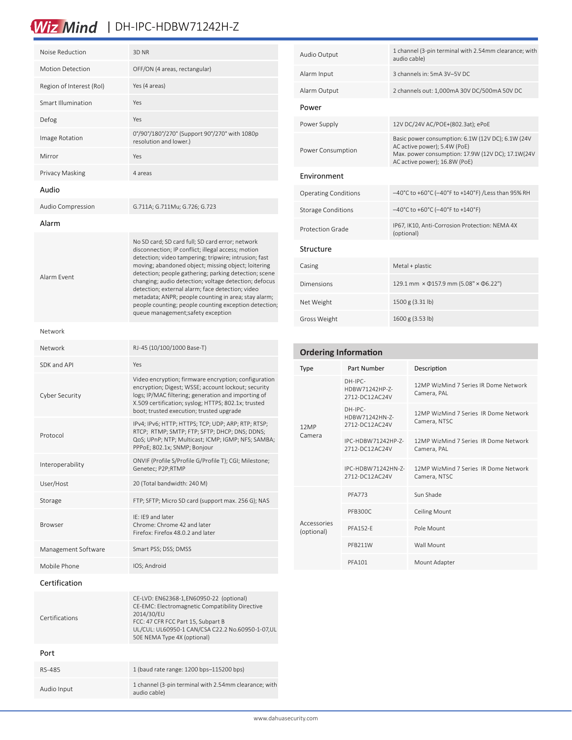| | |
|---|---|
| Noise Reduction | 3D NR |
| Motion Detection | OFF/ON (4 areas, rectangular) |
| Region of Interest (RoI) | Yes (4 areas) |
| Smart Illumination | Yes |
| Defog | Yes |
| Image Rotation | 0°/90°/180°/270° (Support 90°/270° with 1080p resolution and lower.) |
| Mirror | Yes |
| Privacy Masking | 4 areas |

## Audio

| | |
|---|---|
| Audio Compression | G.711A; G.711Mu; G.726; G.723 |

## Alarm

| | |
|---|---|
| Alarm Event | No SD card; SD card full; SD card error; network disconnection; IP conflict; illegal access; motion detection; video tampering; tripwire; intrusion; fast moving; abandoned object; missing object; loitering detection; people gathering; parking detection; scene changing; audio detection; voltage detection; defocus detection; external alarm; face detection; video metadata; ANPR; people counting in area; stay alarm; people counting; people counting exception detection; queue management;safety exception |

## Network

| | |
|---|---|
| Network | RJ-45 (10/100/1000 Base-T) |
| SDK and API | Yes |
| Cyber Security | Video encryption; firmware encryption; configuration encryption; Digest; WSSE; account lockout; security logs; IP/MAC filtering; generation and importing of X.509 certification; syslog; HTTPS; 802.1x; trusted boot; trusted execution; trusted upgrade |
| Protocol | IPv4; IPv6; HTTP; HTTPS; TCP; UDP; ARP; RTP; RTSP; RTCP; RMTP; SMTP; FTP; SFTP; DHCP; DNS; DDNS; QoS; UPnP; NTP; Multicast; ICMP; IGMP; NFS; SAMBA; PPPoE; 802.1x; SNMP; Bonjour |
| Interoperability | ONVIF (Profile S/Profile G/Profile T); CGI; Milestone; Genetec; P2P;RTMP |
| User/Host | 20 (Total bandwidth: 240 M) |
| Storage | FTP; SFTP; Micro SD card (support max. 256 G); NAS |
| Browser | IE: IE9 and later<br>Chrome: Chrome 42 and later<br>Firefox: Firefox 48.0.2 and later |
| Management Software | Smart PSS; DSS; DMSS |
| Mobile Phone | IOS; Android |

## Certification

| | |
|---|---|
| Certifications | CE-LVD: EN62368-1,EN60950-22 (optional)<br>CE-EMC: Electromagnetic Compatibility Directive 2014/30/EU<br>FCC: 47 CFR FCC Part 15, Subpart B<br>UL/CUL: UL60950-1 CAN/CSA C22.2 No.60950-1-07,UL 50E NEMA Type 4X (optional) |

## Port

| | |
|---|---|
| RS-485 | 1 (baud rate range: 1200 bps–115200 bps) |
| Audio Input | 1 channel (3-pin terminal with 2.54mm clearance; with audio cable) |
| Audio Output | 1 channel (3-pin terminal with 2.54mm clearance; with audio cable) |
| Alarm Input | 3 channels in: 5mA 3V–5V DC |
| Alarm Output | 2 channels out: 1,000mA 30V DC/500mA 50V DC |

## Power

| | |
|---|---|
| Power Supply | 12V DC/24V AC/POE+(802.3at); ePoE |
| Power Consumption | Basic power consumption: 6.1W (12V DC); 6.1W (24V AC active power); 5.4W (PoE)<br>Max. power consumption: 17.9W (12V DC); 17.1W(24V AC active power); 16.8W (PoE) |

## Environment

| | |
|---|---|
| Operating Conditions | –40°C to +60°C (–40°F to +140°F) /Less than 95% RH |
| Storage Conditions | –40°C to +60°C (–40°F to +140°F) |
| Protection Grade | IP67, IK10, Anti-Corrosion Protection: NEMA 4X (optional) |

## Structure

| | |
|---|---|
| Casing | Metal + plastic |
| Dimensions | 129.1 mm × Φ157.9 mm (5.08" × Φ6.22") |
| Net Weight | 1500 g (3.31 lb) |
| Gross Weight | 1600 g (3.53 lb) |

## Ordering Information

| Type | Part Number | Description |
|---|---|---|
| 12MP Camera | DH-IPC-HDBW71242HP-Z-2712-DC12AC24V | 12MP WizMind 7 Series IR Dome Network Camera, PAL |
| | DH-IPC-HDBW71242HN-Z-2712-DC12AC24V | 12MP WizMind 7 Series IR Dome Network Camera, NTSC |
| | IPC-HDBW71242HP-Z-2712-DC12AC24V | 12MP WizMind 7 Series IR Dome Network Camera, PAL |
| | IPC-HDBW71242HN-Z-2712-DC12AC24V | 12MP WizMind 7 Series IR Dome Network Camera, NTSC |
| Accessories (optional) | PFA773 | Sun Shade |
| | PFB300C | Ceiling Mount |
| | PFA152-E | Pole Mount |
| | PFB211W | Wall Mount |
| | PFA101 | Mount Adapter |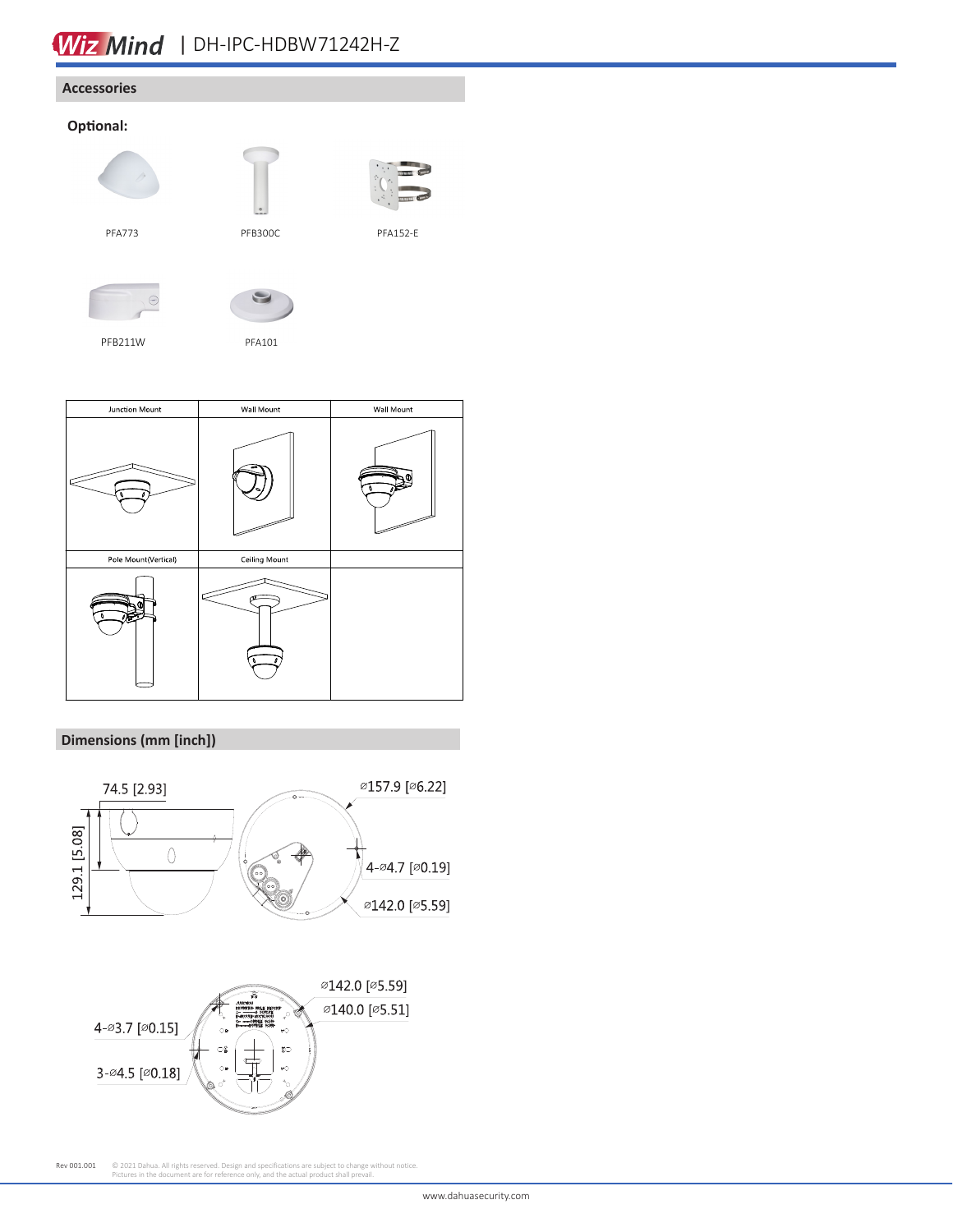## Accessories

**Optional:**

PFA773

PFB300C

PFA152-E

PFB211W

PFA101

| Junction Mount | Wall Mount | Wall Mount |
| --- | --- | --- |
| | | |
| Pole Mount(Vertical) | Ceiling Mount | |
| | | |

## Dimensions (mm [inch])

74.5 [2.93]

129.1 [5.08]

⌀157.9 [⌀6.22]

4-⌀4.7 [⌀0.19]

⌀142.0 [⌀5.59]

⌀142.0 [⌀5.59]

⌀140.0 [⌀5.51]

4-⌀3.7 [⌀0.15]

3-⌀4.5 [⌀0.18]

Rev 001.001 © 2021 Dahua. All rights reserved. Design and specifications are subject to change without notice. Pictures in the document are for reference only, and the actual product shall prevail.